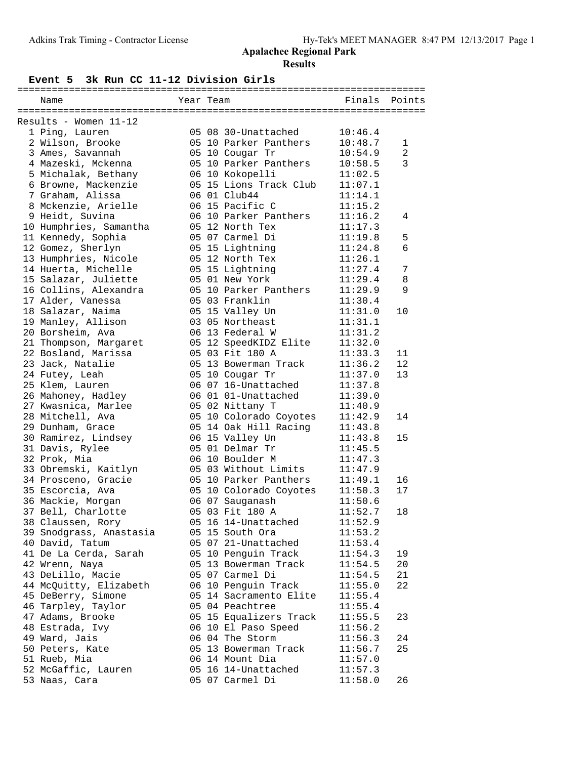# Apalachee Regional Park

## Results

### Event 5 3k Run CC 11-12 Division Girls

Results - Women 11-12

| Place | Name | Year | Team | Finals | Points |
|---|---|---|---|---|---|
| 1 | Ping, Lauren | 05 | 08 30-Unattached | 10:46.4 | |
| 2 | Wilson, Brooke | 05 | 10 Parker Panthers | 10:48.7 | 1 |
| 3 | Ames, Savannah | 05 | 10 Cougar Tr | 10:54.9 | 2 |
| 4 | Mazeski, Mckenna | 05 | 10 Parker Panthers | 10:58.5 | 3 |
| 5 | Michalak, Bethany | 06 | 10 Kokopelli | 11:02.5 | |
| 6 | Browne, Mackenzie | 05 | 15 Lions Track Club | 11:07.1 | |
| 7 | Graham, Alissa | 06 | 01 Club44 | 11:14.1 | |
| 8 | Mckenzie, Arielle | 06 | 15 Pacific C | 11:15.2 | |
| 9 | Heidt, Suvina | 06 | 10 Parker Panthers | 11:16.2 | 4 |
| 10 | Humphries, Samantha | 05 | 12 North Tex | 11:17.3 | |
| 11 | Kennedy, Sophia | 05 | 07 Carmel Di | 11:19.8 | 5 |
| 12 | Gomez, Sherlyn | 05 | 15 Lightning | 11:24.8 | 6 |
| 13 | Humphries, Nicole | 05 | 12 North Tex | 11:26.1 | |
| 14 | Huerta, Michelle | 05 | 15 Lightning | 11:27.4 | 7 |
| 15 | Salazar, Juliette | 05 | 01 New York | 11:29.4 | 8 |
| 16 | Collins, Alexandra | 05 | 10 Parker Panthers | 11:29.9 | 9 |
| 17 | Alder, Vanessa | 05 | 03 Franklin | 11:30.4 | |
| 18 | Salazar, Naima | 05 | 15 Valley Un | 11:31.0 | 10 |
| 19 | Manley, Allison | 03 | 05 Northeast | 11:31.1 | |
| 20 | Borsheim, Ava | 06 | 13 Federal W | 11:31.2 | |
| 21 | Thompson, Margaret | 05 | 12 SpeedKIDZ Elite | 11:32.0 | |
| 22 | Bosland, Marissa | 05 | 03 Fit 180 A | 11:33.3 | 11 |
| 23 | Jack, Natalie | 05 | 13 Bowerman Track | 11:36.2 | 12 |
| 24 | Futey, Leah | 05 | 10 Cougar Tr | 11:37.0 | 13 |
| 25 | Klem, Lauren | 06 | 07 16-Unattached | 11:37.8 | |
| 26 | Mahoney, Hadley | 06 | 01 01-Unattached | 11:39.0 | |
| 27 | Kwasnica, Marlee | 05 | 02 Nittany T | 11:40.9 | |
| 28 | Mitchell, Ava | 05 | 10 Colorado Coyotes | 11:42.9 | 14 |
| 29 | Dunham, Grace | 05 | 14 Oak Hill Racing | 11:43.8 | |
| 30 | Ramirez, Lindsey | 06 | 15 Valley Un | 11:43.8 | 15 |
| 31 | Davis, Rylee | 05 | 01 Delmar Tr | 11:45.5 | |
| 32 | Prok, Mia | 06 | 10 Boulder M | 11:47.3 | |
| 33 | Obremski, Kaitlyn | 05 | 03 Without Limits | 11:47.9 | |
| 34 | Prosceno, Gracie | 05 | 10 Parker Panthers | 11:49.1 | 16 |
| 35 | Escorcia, Ava | 05 | 10 Colorado Coyotes | 11:50.3 | 17 |
| 36 | Mackie, Morgan | 06 | 07 Sauganash | 11:50.6 | |
| 37 | Bell, Charlotte | 05 | 03 Fit 180 A | 11:52.7 | 18 |
| 38 | Claussen, Rory | 05 | 16 14-Unattached | 11:52.9 | |
| 39 | Snodgrass, Anastasia | 05 | 15 South Ora | 11:53.2 | |
| 40 | David, Tatum | 05 | 07 21-Unattached | 11:53.4 | |
| 41 | De La Cerda, Sarah | 05 | 10 Penguin Track | 11:54.3 | 19 |
| 42 | Wrenn, Naya | 05 | 13 Bowerman Track | 11:54.5 | 20 |
| 43 | DeLillo, Macie | 05 | 07 Carmel Di | 11:54.5 | 21 |
| 44 | McQuitty, Elizabeth | 06 | 10 Penguin Track | 11:55.0 | 22 |
| 45 | DeBerry, Simone | 05 | 14 Sacramento Elite | 11:55.4 | |
| 46 | Tarpley, Taylor | 05 | 04 Peachtree | 11:55.4 | |
| 47 | Adams, Brooke | 05 | 15 Equalizers Track | 11:55.5 | 23 |
| 48 | Estrada, Ivy | 06 | 10 El Paso Speed | 11:56.2 | |
| 49 | Ward, Jais | 06 | 04 The Storm | 11:56.3 | 24 |
| 50 | Peters, Kate | 05 | 13 Bowerman Track | 11:56.7 | 25 |
| 51 | Rueb, Mia | 06 | 14 Mount Dia | 11:57.0 | |
| 52 | McGaffic, Lauren | 05 | 16 14-Unattached | 11:57.3 | |
| 53 | Naas, Cara | 05 | 07 Carmel Di | 11:58.0 | 26 |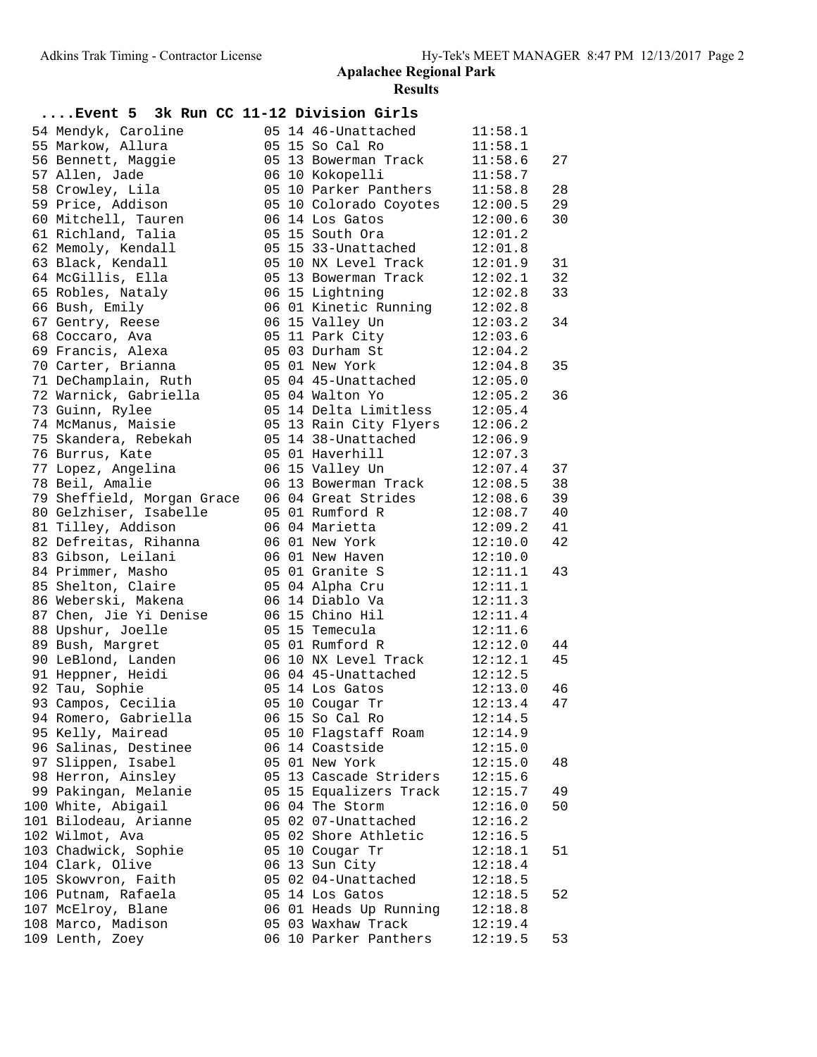## Apalachee Regional Park

### Results

**....Event 5 3k Run CC 11-12 Division Girls**

| Place | Name | Age | Grade | Team | Time | Points |
|---|---|---|---|---|---|---|
| 54 | Mendyk, Caroline | 05 | 14 | 46-Unattached | 11:58.1 | |
| 55 | Markow, Allura | 05 | 15 | So Cal Ro | 11:58.1 | |
| 56 | Bennett, Maggie | 05 | 13 | Bowerman Track | 11:58.6 | 27 |
| 57 | Allen, Jade | 06 | 10 | Kokopelli | 11:58.7 | |
| 58 | Crowley, Lila | 05 | 10 | Parker Panthers | 11:58.8 | 28 |
| 59 | Price, Addison | 05 | 10 | Colorado Coyotes | 12:00.5 | 29 |
| 60 | Mitchell, Tauren | 06 | 14 | Los Gatos | 12:00.6 | 30 |
| 61 | Richland, Talia | 05 | 15 | South Ora | 12:01.2 | |
| 62 | Memoly, Kendall | 05 | 15 | 33-Unattached | 12:01.8 | |
| 63 | Black, Kendall | 05 | 10 | NX Level Track | 12:01.9 | 31 |
| 64 | McGillis, Ella | 05 | 13 | Bowerman Track | 12:02.1 | 32 |
| 65 | Robles, Nataly | 06 | 15 | Lightning | 12:02.8 | 33 |
| 66 | Bush, Emily | 06 | 01 | Kinetic Running | 12:02.8 | |
| 67 | Gentry, Reese | 06 | 15 | Valley Un | 12:03.2 | 34 |
| 68 | Coccaro, Ava | 05 | 11 | Park City | 12:03.6 | |
| 69 | Francis, Alexa | 05 | 03 | Durham St | 12:04.2 | |
| 70 | Carter, Brianna | 05 | 01 | New York | 12:04.8 | 35 |
| 71 | DeChamplain, Ruth | 05 | 04 | 45-Unattached | 12:05.0 | |
| 72 | Warnick, Gabriella | 05 | 04 | Walton Yo | 12:05.2 | 36 |
| 73 | Guinn, Rylee | 05 | 14 | Delta Limitless | 12:05.4 | |
| 74 | McManus, Maisie | 05 | 13 | Rain City Flyers | 12:06.2 | |
| 75 | Skandera, Rebekah | 05 | 14 | 38-Unattached | 12:06.9 | |
| 76 | Burrus, Kate | 05 | 01 | Haverhill | 12:07.3 | |
| 77 | Lopez, Angelina | 06 | 15 | Valley Un | 12:07.4 | 37 |
| 78 | Beil, Amalie | 06 | 13 | Bowerman Track | 12:08.5 | 38 |
| 79 | Sheffield, Morgan Grace | 06 | 04 | Great Strides | 12:08.6 | 39 |
| 80 | Gelzhiser, Isabelle | 05 | 01 | Rumford R | 12:08.7 | 40 |
| 81 | Tilley, Addison | 06 | 04 | Marietta | 12:09.2 | 41 |
| 82 | Defreitas, Rihanna | 06 | 01 | New York | 12:10.0 | 42 |
| 83 | Gibson, Leilani | 06 | 01 | New Haven | 12:10.0 | |
| 84 | Primmer, Masho | 05 | 01 | Granite S | 12:11.1 | 43 |
| 85 | Shelton, Claire | 05 | 04 | Alpha Cru | 12:11.1 | |
| 86 | Weberski, Makena | 06 | 14 | Diablo Va | 12:11.3 | |
| 87 | Chen, Jie Yi Denise | 06 | 15 | Chino Hil | 12:11.4 | |
| 88 | Upshur, Joelle | 05 | 15 | Temecula | 12:11.6 | |
| 89 | Bush, Margret | 05 | 01 | Rumford R | 12:12.0 | 44 |
| 90 | LeBlond, Landen | 06 | 10 | NX Level Track | 12:12.1 | 45 |
| 91 | Heppner, Heidi | 06 | 04 | 45-Unattached | 12:12.5 | |
| 92 | Tau, Sophie | 05 | 14 | Los Gatos | 12:13.0 | 46 |
| 93 | Campos, Cecilia | 05 | 10 | Cougar Tr | 12:13.4 | 47 |
| 94 | Romero, Gabriella | 06 | 15 | So Cal Ro | 12:14.5 | |
| 95 | Kelly, Mairead | 05 | 10 | Flagstaff Roam | 12:14.9 | |
| 96 | Salinas, Destinee | 06 | 14 | Coastside | 12:15.0 | |
| 97 | Slippen, Isabel | 05 | 01 | New York | 12:15.0 | 48 |
| 98 | Herron, Ainsley | 05 | 13 | Cascade Striders | 12:15.6 | |
| 99 | Pakingan, Melanie | 05 | 15 | Equalizers Track | 12:15.7 | 49 |
| 100 | White, Abigail | 06 | 04 | The Storm | 12:16.0 | 50 |
| 101 | Bilodeau, Arianne | 05 | 02 | 07-Unattached | 12:16.2 | |
| 102 | Wilmot, Ava | 05 | 02 | Shore Athletic | 12:16.5 | |
| 103 | Chadwick, Sophie | 05 | 10 | Cougar Tr | 12:18.1 | 51 |
| 104 | Clark, Olive | 06 | 13 | Sun City | 12:18.4 | |
| 105 | Skowvron, Faith | 05 | 02 | 04-Unattached | 12:18.5 | |
| 106 | Putnam, Rafaela | 05 | 14 | Los Gatos | 12:18.5 | 52 |
| 107 | McElroy, Blane | 06 | 01 | Heads Up Running | 12:18.8 | |
| 108 | Marco, Madison | 05 | 03 | Waxhaw Track | 12:19.4 | |
| 109 | Lenth, Zoey | 06 | 10 | Parker Panthers | 12:19.5 | 53 |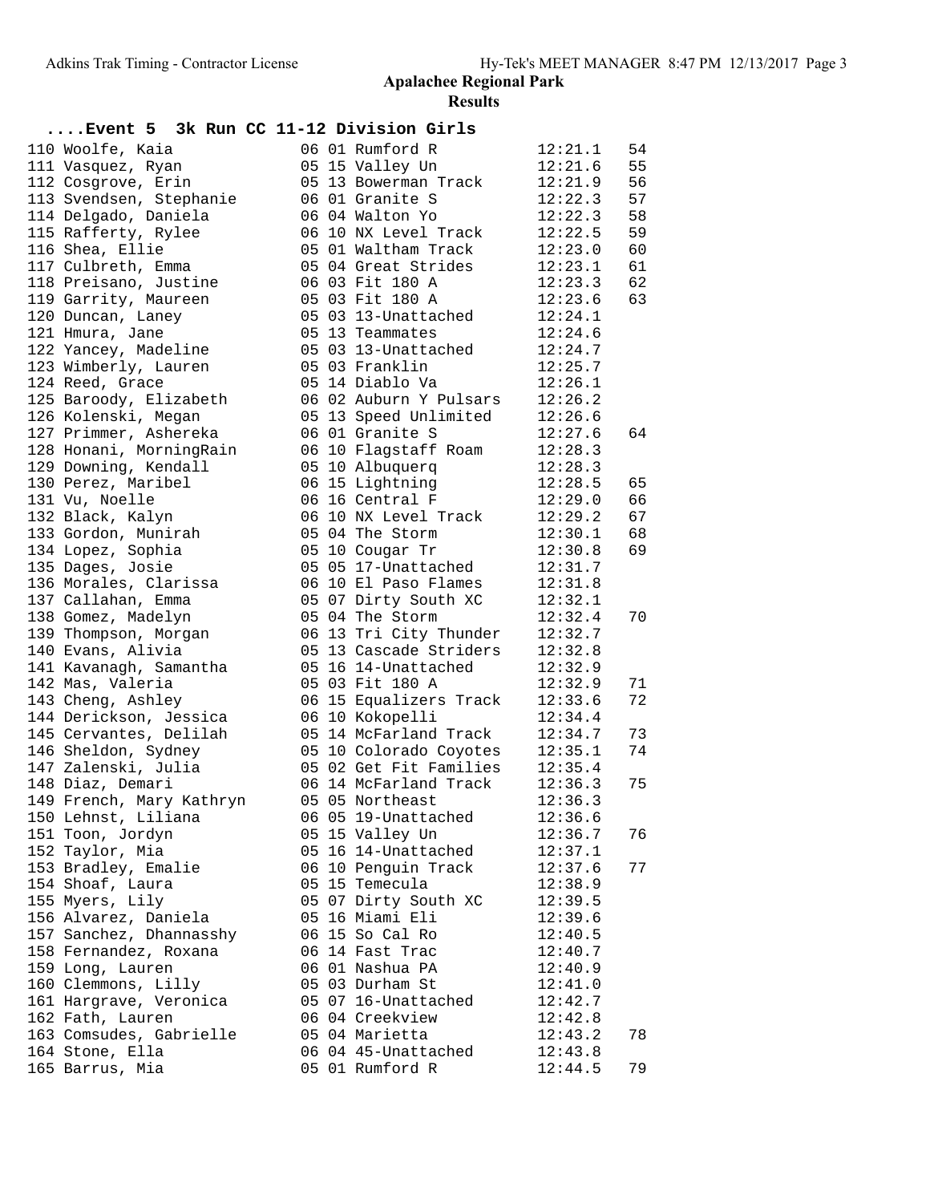# Apalachee Regional Park

## Results

### ....Event 5 3k Run CC 11-12 Division Girls

| Place | Name | Age | Grade | Team | Time | Points |
|---|---|---|---|---|---|---|
| 110 | Woolfe, Kaia | 06 | 01 | Rumford R | 12:21.1 | 54 |
| 111 | Vasquez, Ryan | 05 | 15 | Valley Un | 12:21.6 | 55 |
| 112 | Cosgrove, Erin | 05 | 13 | Bowerman Track | 12:21.9 | 56 |
| 113 | Svendsen, Stephanie | 06 | 01 | Granite S | 12:22.3 | 57 |
| 114 | Delgado, Daniela | 06 | 04 | Walton Yo | 12:22.3 | 58 |
| 115 | Rafferty, Rylee | 06 | 10 | NX Level Track | 12:22.5 | 59 |
| 116 | Shea, Ellie | 05 | 01 | Waltham Track | 12:23.0 | 60 |
| 117 | Culbreth, Emma | 05 | 04 | Great Strides | 12:23.1 | 61 |
| 118 | Preisano, Justine | 06 | 03 | Fit 180 A | 12:23.3 | 62 |
| 119 | Garrity, Maureen | 05 | 03 | Fit 180 A | 12:23.6 | 63 |
| 120 | Duncan, Laney | 05 | 03 | 13-Unattached | 12:24.1 | |
| 121 | Hmura, Jane | 05 | 13 | Teammates | 12:24.6 | |
| 122 | Yancey, Madeline | 05 | 03 | 13-Unattached | 12:24.7 | |
| 123 | Wimberly, Lauren | 05 | 03 | Franklin | 12:25.7 | |
| 124 | Reed, Grace | 05 | 14 | Diablo Va | 12:26.1 | |
| 125 | Baroody, Elizabeth | 06 | 02 | Auburn Y Pulsars | 12:26.2 | |
| 126 | Kolenski, Megan | 05 | 13 | Speed Unlimited | 12:26.6 | |
| 127 | Primmer, Ashereka | 06 | 01 | Granite S | 12:27.6 | 64 |
| 128 | Honani, MorningRain | 06 | 10 | Flagstaff Roam | 12:28.3 | |
| 129 | Downing, Kendall | 05 | 10 | Albuquerq | 12:28.3 | |
| 130 | Perez, Maribel | 06 | 15 | Lightning | 12:28.5 | 65 |
| 131 | Vu, Noelle | 06 | 16 | Central F | 12:29.0 | 66 |
| 132 | Black, Kalyn | 06 | 10 | NX Level Track | 12:29.2 | 67 |
| 133 | Gordon, Munirah | 05 | 04 | The Storm | 12:30.1 | 68 |
| 134 | Lopez, Sophia | 05 | 10 | Cougar Tr | 12:30.8 | 69 |
| 135 | Dages, Josie | 05 | 05 | 17-Unattached | 12:31.7 | |
| 136 | Morales, Clarissa | 06 | 10 | El Paso Flames | 12:31.8 | |
| 137 | Callahan, Emma | 05 | 07 | Dirty South XC | 12:32.1 | |
| 138 | Gomez, Madelyn | 05 | 04 | The Storm | 12:32.4 | 70 |
| 139 | Thompson, Morgan | 06 | 13 | Tri City Thunder | 12:32.7 | |
| 140 | Evans, Alivia | 05 | 13 | Cascade Striders | 12:32.8 | |
| 141 | Kavanagh, Samantha | 05 | 16 | 14-Unattached | 12:32.9 | |
| 142 | Mas, Valeria | 05 | 03 | Fit 180 A | 12:32.9 | 71 |
| 143 | Cheng, Ashley | 06 | 15 | Equalizers Track | 12:33.6 | 72 |
| 144 | Derickson, Jessica | 06 | 10 | Kokopelli | 12:34.4 | |
| 145 | Cervantes, Delilah | 05 | 14 | McFarland Track | 12:34.7 | 73 |
| 146 | Sheldon, Sydney | 05 | 10 | Colorado Coyotes | 12:35.1 | 74 |
| 147 | Zalenski, Julia | 05 | 02 | Get Fit Families | 12:35.4 | |
| 148 | Diaz, Demari | 06 | 14 | McFarland Track | 12:36.3 | 75 |
| 149 | French, Mary Kathryn | 05 | 05 | Northeast | 12:36.3 | |
| 150 | Lehnst, Liliana | 06 | 05 | 19-Unattached | 12:36.6 | |
| 151 | Toon, Jordyn | 05 | 15 | Valley Un | 12:36.7 | 76 |
| 152 | Taylor, Mia | 05 | 16 | 14-Unattached | 12:37.1 | |
| 153 | Bradley, Emalie | 06 | 10 | Penguin Track | 12:37.6 | 77 |
| 154 | Shoaf, Laura | 05 | 15 | Temecula | 12:38.9 | |
| 155 | Myers, Lily | 05 | 07 | Dirty South XC | 12:39.5 | |
| 156 | Alvarez, Daniela | 05 | 16 | Miami Eli | 12:39.6 | |
| 157 | Sanchez, Dhannasshy | 06 | 15 | So Cal Ro | 12:40.5 | |
| 158 | Fernandez, Roxana | 06 | 14 | Fast Trac | 12:40.7 | |
| 159 | Long, Lauren | 06 | 01 | Nashua PA | 12:40.9 | |
| 160 | Clemmons, Lilly | 05 | 03 | Durham St | 12:41.0 | |
| 161 | Hargrave, Veronica | 05 | 07 | 16-Unattached | 12:42.7 | |
| 162 | Fath, Lauren | 06 | 04 | Creekview | 12:42.8 | |
| 163 | Comsudes, Gabrielle | 05 | 04 | Marietta | 12:43.2 | 78 |
| 164 | Stone, Ella | 06 | 04 | 45-Unattached | 12:43.8 | |
| 165 | Barrus, Mia | 05 | 01 | Rumford R | 12:44.5 | 79 |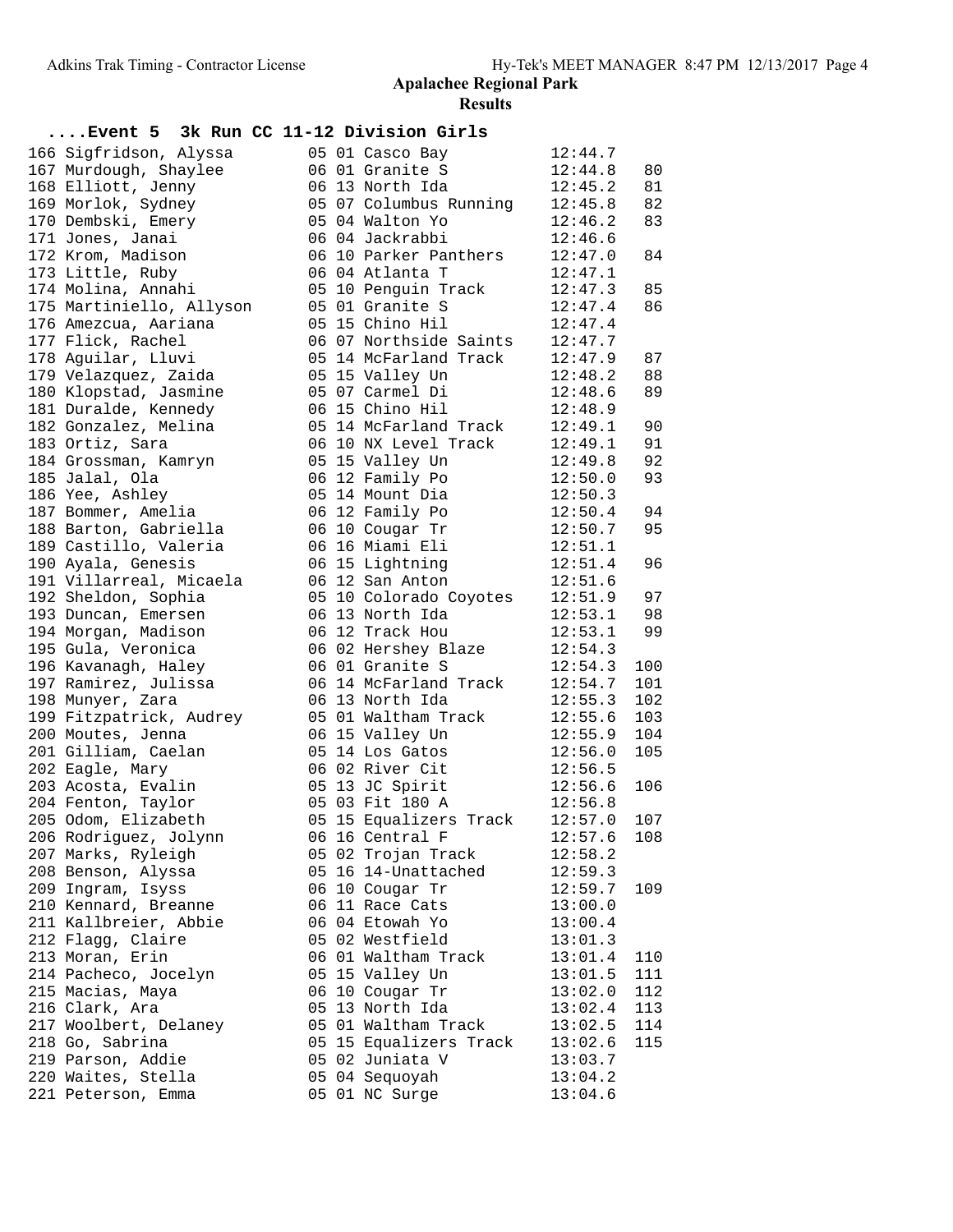# Apalachee Regional Park

## Results

### ....Event 5 3k Run CC 11-12 Division Girls

| Place | Name | Age | Grade | Team | Time | Points |
|---|---|---|---|---|---|---|
| 166 | Sigfridson, Alyssa | 05 | 01 | Casco Bay | 12:44.7 | |
| 167 | Murdough, Shaylee | 06 | 01 | Granite S | 12:44.8 | 80 |
| 168 | Elliott, Jenny | 06 | 13 | North Ida | 12:45.2 | 81 |
| 169 | Morlok, Sydney | 05 | 07 | Columbus Running | 12:45.8 | 82 |
| 170 | Dembski, Emery | 05 | 04 | Walton Yo | 12:46.2 | 83 |
| 171 | Jones, Janai | 06 | 04 | Jackrabbi | 12:46.6 | |
| 172 | Krom, Madison | 06 | 10 | Parker Panthers | 12:47.0 | 84 |
| 173 | Little, Ruby | 06 | 04 | Atlanta T | 12:47.1 | |
| 174 | Molina, Annahi | 05 | 10 | Penguin Track | 12:47.3 | 85 |
| 175 | Martiniello, Allyson | 05 | 01 | Granite S | 12:47.4 | 86 |
| 176 | Amezcua, Aariana | 05 | 15 | Chino Hil | 12:47.4 | |
| 177 | Flick, Rachel | 06 | 07 | Northside Saints | 12:47.7 | |
| 178 | Aguilar, Lluvi | 05 | 14 | McFarland Track | 12:47.9 | 87 |
| 179 | Velazquez, Zaida | 05 | 15 | Valley Un | 12:48.2 | 88 |
| 180 | Klopstad, Jasmine | 05 | 07 | Carmel Di | 12:48.6 | 89 |
| 181 | Duralde, Kennedy | 06 | 15 | Chino Hil | 12:48.9 | |
| 182 | Gonzalez, Melina | 05 | 14 | McFarland Track | 12:49.1 | 90 |
| 183 | Ortiz, Sara | 06 | 10 | NX Level Track | 12:49.1 | 91 |
| 184 | Grossman, Kamryn | 05 | 15 | Valley Un | 12:49.8 | 92 |
| 185 | Jalal, Ola | 06 | 12 | Family Po | 12:50.0 | 93 |
| 186 | Yee, Ashley | 05 | 14 | Mount Dia | 12:50.3 | |
| 187 | Bommer, Amelia | 06 | 12 | Family Po | 12:50.4 | 94 |
| 188 | Barton, Gabriella | 06 | 10 | Cougar Tr | 12:50.7 | 95 |
| 189 | Castillo, Valeria | 06 | 16 | Miami Eli | 12:51.1 | |
| 190 | Ayala, Genesis | 06 | 15 | Lightning | 12:51.4 | 96 |
| 191 | Villarreal, Micaela | 06 | 12 | San Anton | 12:51.6 | |
| 192 | Sheldon, Sophia | 05 | 10 | Colorado Coyotes | 12:51.9 | 97 |
| 193 | Duncan, Emersen | 06 | 13 | North Ida | 12:53.1 | 98 |
| 194 | Morgan, Madison | 06 | 12 | Track Hou | 12:53.1 | 99 |
| 195 | Gula, Veronica | 06 | 02 | Hershey Blaze | 12:54.3 | |
| 196 | Kavanagh, Haley | 06 | 01 | Granite S | 12:54.3 | 100 |
| 197 | Ramirez, Julissa | 06 | 14 | McFarland Track | 12:54.7 | 101 |
| 198 | Munyer, Zara | 06 | 13 | North Ida | 12:55.3 | 102 |
| 199 | Fitzpatrick, Audrey | 05 | 01 | Waltham Track | 12:55.6 | 103 |
| 200 | Moutes, Jenna | 06 | 15 | Valley Un | 12:55.9 | 104 |
| 201 | Gilliam, Caelan | 05 | 14 | Los Gatos | 12:56.0 | 105 |
| 202 | Eagle, Mary | 06 | 02 | River Cit | 12:56.5 | |
| 203 | Acosta, Evalin | 05 | 13 | JC Spirit | 12:56.6 | 106 |
| 204 | Fenton, Taylor | 05 | 03 | Fit 180 A | 12:56.8 | |
| 205 | Odom, Elizabeth | 05 | 15 | Equalizers Track | 12:57.0 | 107 |
| 206 | Rodriguez, Jolynn | 06 | 16 | Central F | 12:57.6 | 108 |
| 207 | Marks, Ryleigh | 05 | 02 | Trojan Track | 12:58.2 | |
| 208 | Benson, Alyssa | 05 | 16 | 14-Unattached | 12:59.3 | |
| 209 | Ingram, Isyss | 06 | 10 | Cougar Tr | 12:59.7 | 109 |
| 210 | Kennard, Breanne | 06 | 11 | Race Cats | 13:00.0 | |
| 211 | Kallbreier, Abbie | 06 | 04 | Etowah Yo | 13:00.4 | |
| 212 | Flagg, Claire | 05 | 02 | Westfield | 13:01.3 | |
| 213 | Moran, Erin | 06 | 01 | Waltham Track | 13:01.4 | 110 |
| 214 | Pacheco, Jocelyn | 05 | 15 | Valley Un | 13:01.5 | 111 |
| 215 | Macias, Maya | 06 | 10 | Cougar Tr | 13:02.0 | 112 |
| 216 | Clark, Ara | 05 | 13 | North Ida | 13:02.4 | 113 |
| 217 | Woolbert, Delaney | 05 | 01 | Waltham Track | 13:02.5 | 114 |
| 218 | Go, Sabrina | 05 | 15 | Equalizers Track | 13:02.6 | 115 |
| 219 | Parson, Addie | 05 | 02 | Juniata V | 13:03.7 | |
| 220 | Waites, Stella | 05 | 04 | Sequoyah | 13:04.2 | |
| 221 | Peterson, Emma | 05 | 01 | NC Surge | 13:04.6 | |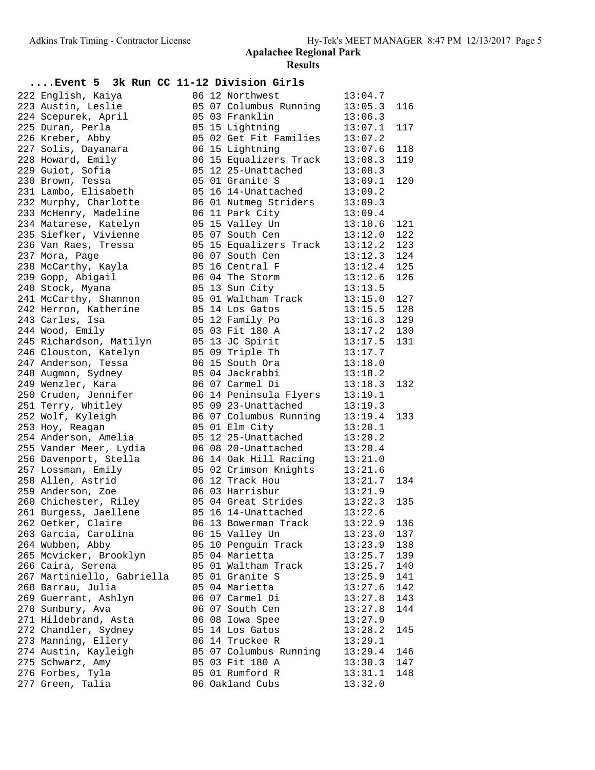## Apalachee Regional Park

### Results

#### ....Event 5 3k Run CC 11-12 Division Girls

| Place | Name | Age | Team | Time | Points |
|---|---|---|---|---|---|
| 222 | English, Kaiya | 06 | 12 Northwest | 13:04.7 | |
| 223 | Austin, Leslie | 05 | 07 Columbus Running | 13:05.3 | 116 |
| 224 | Scepurek, April | 05 | 03 Franklin | 13:06.3 | |
| 225 | Duran, Perla | 05 | 15 Lightning | 13:07.1 | 117 |
| 226 | Kreber, Abby | 05 | 02 Get Fit Families | 13:07.2 | |
| 227 | Solis, Dayanara | 06 | 15 Lightning | 13:07.6 | 118 |
| 228 | Howard, Emily | 06 | 15 Equalizers Track | 13:08.3 | 119 |
| 229 | Guiot, Sofia | 05 | 12 25-Unattached | 13:08.3 | |
| 230 | Brown, Tessa | 05 | 01 Granite S | 13:09.1 | 120 |
| 231 | Lambo, Elisabeth | 05 | 16 14-Unattached | 13:09.2 | |
| 232 | Murphy, Charlotte | 06 | 01 Nutmeg Striders | 13:09.3 | |
| 233 | McHenry, Madeline | 06 | 11 Park City | 13:09.4 | |
| 234 | Matarese, Katelyn | 05 | 15 Valley Un | 13:10.6 | 121 |
| 235 | Siefker, Vivienne | 05 | 07 South Cen | 13:12.0 | 122 |
| 236 | Van Raes, Tressa | 05 | 15 Equalizers Track | 13:12.2 | 123 |
| 237 | Mora, Page | 06 | 07 South Cen | 13:12.3 | 124 |
| 238 | McCarthy, Kayla | 05 | 16 Central F | 13:12.4 | 125 |
| 239 | Gopp, Abigail | 06 | 04 The Storm | 13:12.6 | 126 |
| 240 | Stock, Myana | 05 | 13 Sun City | 13:13.5 | |
| 241 | McCarthy, Shannon | 05 | 01 Waltham Track | 13:15.0 | 127 |
| 242 | Herron, Katherine | 05 | 14 Los Gatos | 13:15.5 | 128 |
| 243 | Carles, Isa | 05 | 12 Family Po | 13:16.3 | 129 |
| 244 | Wood, Emily | 05 | 03 Fit 180 A | 13:17.2 | 130 |
| 245 | Richardson, Matilyn | 05 | 13 JC Spirit | 13:17.5 | 131 |
| 246 | Clouston, Katelyn | 05 | 09 Triple Th | 13:17.7 | |
| 247 | Anderson, Tessa | 06 | 15 South Ora | 13:18.0 | |
| 248 | Augmon, Sydney | 05 | 04 Jackrabbi | 13:18.2 | |
| 249 | Wenzler, Kara | 06 | 07 Carmel Di | 13:18.3 | 132 |
| 250 | Cruden, Jennifer | 06 | 14 Peninsula Flyers | 13:19.1 | |
| 251 | Terry, Whitley | 05 | 09 23-Unattached | 13:19.3 | |
| 252 | Wolf, Kyleigh | 06 | 07 Columbus Running | 13:19.4 | 133 |
| 253 | Hoy, Reagan | 05 | 01 Elm City | 13:20.1 | |
| 254 | Anderson, Amelia | 05 | 12 25-Unattached | 13:20.2 | |
| 255 | Vander Meer, Lydia | 06 | 08 20-Unattached | 13:20.4 | |
| 256 | Davenport, Stella | 06 | 14 Oak Hill Racing | 13:21.0 | |
| 257 | Lossman, Emily | 05 | 02 Crimson Knights | 13:21.6 | |
| 258 | Allen, Astrid | 06 | 12 Track Hou | 13:21.7 | 134 |
| 259 | Anderson, Zoe | 06 | 03 Harrisbur | 13:21.9 | |
| 260 | Chichester, Riley | 05 | 04 Great Strides | 13:22.3 | 135 |
| 261 | Burgess, Jaellene | 05 | 16 14-Unattached | 13:22.6 | |
| 262 | Oetker, Claire | 06 | 13 Bowerman Track | 13:22.9 | 136 |
| 263 | Garcia, Carolina | 06 | 15 Valley Un | 13:23.0 | 137 |
| 264 | Wubben, Abby | 05 | 10 Penguin Track | 13:23.9 | 138 |
| 265 | Mcvicker, Brooklyn | 05 | 04 Marietta | 13:25.7 | 139 |
| 266 | Caira, Serena | 05 | 01 Waltham Track | 13:25.7 | 140 |
| 267 | Martiniello, Gabriella | 05 | 01 Granite S | 13:25.9 | 141 |
| 268 | Barrau, Julia | 05 | 04 Marietta | 13:27.6 | 142 |
| 269 | Guerrant, Ashlyn | 06 | 07 Carmel Di | 13:27.8 | 143 |
| 270 | Sunbury, Ava | 06 | 07 South Cen | 13:27.8 | 144 |
| 271 | Hildebrand, Asta | 06 | 08 Iowa Spee | 13:27.9 | |
| 272 | Chandler, Sydney | 05 | 14 Los Gatos | 13:28.2 | 145 |
| 273 | Manning, Ellery | 06 | 14 Truckee R | 13:29.1 | |
| 274 | Austin, Kayleigh | 05 | 07 Columbus Running | 13:29.4 | 146 |
| 275 | Schwarz, Amy | 05 | 03 Fit 180 A | 13:30.3 | 147 |
| 276 | Forbes, Tyla | 05 | 01 Rumford R | 13:31.1 | 148 |
| 277 | Green, Talia | 06 | Oakland Cubs | 13:32.0 | |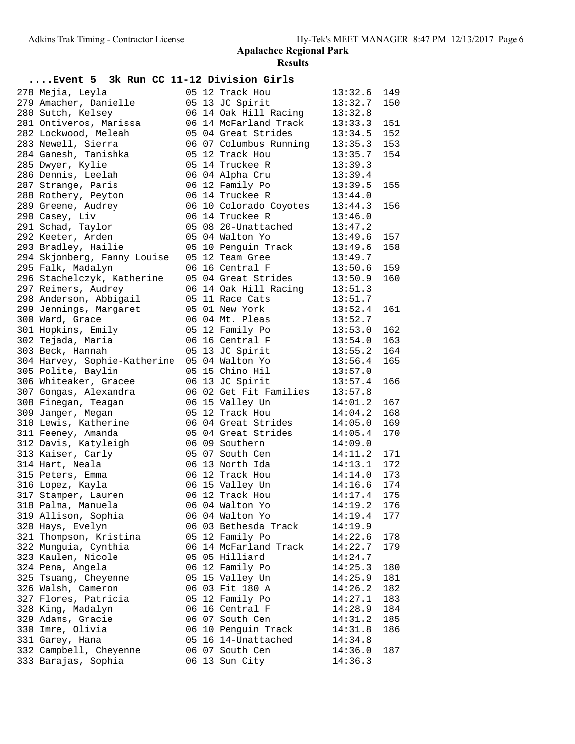# Apalachee Regional Park

## Results

### ....Event 5 3k Run CC 11-12 Division Girls

| Place | Name | Age | Grade | Team | Time | Points |
|---|---|---|---|---|---|---|
| 278 | Mejia, Leyla | 05 | 12 | Track Hou | 13:32.6 | 149 |
| 279 | Amacher, Danielle | 05 | 13 | JC Spirit | 13:32.7 | 150 |
| 280 | Sutch, Kelsey | 06 | 14 | Oak Hill Racing | 13:32.8 | |
| 281 | Ontiveros, Marissa | 06 | 14 | McFarland Track | 13:33.3 | 151 |
| 282 | Lockwood, Meleah | 05 | 04 | Great Strides | 13:34.5 | 152 |
| 283 | Newell, Sierra | 06 | 07 | Columbus Running | 13:35.3 | 153 |
| 284 | Ganesh, Tanishka | 05 | 12 | Track Hou | 13:35.7 | 154 |
| 285 | Dwyer, Kylie | 05 | 14 | Truckee R | 13:39.3 | |
| 286 | Dennis, Leelah | 06 | 04 | Alpha Cru | 13:39.4 | |
| 287 | Strange, Paris | 06 | 12 | Family Po | 13:39.5 | 155 |
| 288 | Rothery, Peyton | 06 | 14 | Truckee R | 13:44.0 | |
| 289 | Greene, Audrey | 06 | 10 | Colorado Coyotes | 13:44.3 | 156 |
| 290 | Casey, Liv | 06 | 14 | Truckee R | 13:46.0 | |
| 291 | Schad, Taylor | 05 | 08 | 20-Unattached | 13:47.2 | |
| 292 | Keeter, Arden | 05 | 04 | Walton Yo | 13:49.6 | 157 |
| 293 | Bradley, Hailie | 05 | 10 | Penguin Track | 13:49.6 | 158 |
| 294 | Skjonberg, Fanny Louise | 05 | 12 | Team Gree | 13:49.7 | |
| 295 | Falk, Madalyn | 06 | 16 | Central F | 13:50.6 | 159 |
| 296 | Stachelczyk, Katherine | 05 | 04 | Great Strides | 13:50.9 | 160 |
| 297 | Reimers, Audrey | 06 | 14 | Oak Hill Racing | 13:51.3 | |
| 298 | Anderson, Abbigail | 05 | 11 | Race Cats | 13:51.7 | |
| 299 | Jennings, Margaret | 05 | 01 | New York | 13:52.4 | 161 |
| 300 | Ward, Grace | 06 | 04 | Mt. Pleas | 13:52.7 | |
| 301 | Hopkins, Emily | 05 | 12 | Family Po | 13:53.0 | 162 |
| 302 | Tejada, Maria | 06 | 16 | Central F | 13:54.0 | 163 |
| 303 | Beck, Hannah | 05 | 13 | JC Spirit | 13:55.2 | 164 |
| 304 | Harvey, Sophie-Katherine | 05 | 04 | Walton Yo | 13:56.4 | 165 |
| 305 | Polite, Baylin | 05 | 15 | Chino Hil | 13:57.0 | |
| 306 | Whiteaker, Gracee | 06 | 13 | JC Spirit | 13:57.4 | 166 |
| 307 | Gongas, Alexandra | 06 | 02 | Get Fit Families | 13:57.8 | |
| 308 | Finegan, Teagan | 06 | 15 | Valley Un | 14:01.2 | 167 |
| 309 | Janger, Megan | 05 | 12 | Track Hou | 14:04.2 | 168 |
| 310 | Lewis, Katherine | 06 | 04 | Great Strides | 14:05.0 | 169 |
| 311 | Feeney, Amanda | 05 | 04 | Great Strides | 14:05.4 | 170 |
| 312 | Davis, Katyleigh | 06 | 09 | Southern | 14:09.0 | |
| 313 | Kaiser, Carly | 05 | 07 | South Cen | 14:11.2 | 171 |
| 314 | Hart, Neala | 06 | 13 | North Ida | 14:13.1 | 172 |
| 315 | Peters, Emma | 06 | 12 | Track Hou | 14:14.0 | 173 |
| 316 | Lopez, Kayla | 06 | 15 | Valley Un | 14:16.6 | 174 |
| 317 | Stamper, Lauren | 06 | 12 | Track Hou | 14:17.4 | 175 |
| 318 | Palma, Manuela | 06 | 04 | Walton Yo | 14:19.2 | 176 |
| 319 | Allison, Sophia | 06 | 04 | Walton Yo | 14:19.4 | 177 |
| 320 | Hays, Evelyn | 06 | 03 | Bethesda Track | 14:19.9 | |
| 321 | Thompson, Kristina | 05 | 12 | Family Po | 14:22.6 | 178 |
| 322 | Munguia, Cynthia | 06 | 14 | McFarland Track | 14:22.7 | 179 |
| 323 | Kaulen, Nicole | 05 | 05 | Hilliard | 14:24.7 | |
| 324 | Pena, Angela | 06 | 12 | Family Po | 14:25.3 | 180 |
| 325 | Tsuang, Cheyenne | 05 | 15 | Valley Un | 14:25.9 | 181 |
| 326 | Walsh, Cameron | 06 | 03 | Fit 180 A | 14:26.2 | 182 |
| 327 | Flores, Patricia | 05 | 12 | Family Po | 14:27.1 | 183 |
| 328 | King, Madalyn | 06 | 16 | Central F | 14:28.9 | 184 |
| 329 | Adams, Gracie | 06 | 07 | South Cen | 14:31.2 | 185 |
| 330 | Imre, Olivia | 06 | 10 | Penguin Track | 14:31.8 | 186 |
| 331 | Garey, Hana | 05 | 16 | 14-Unattached | 14:34.8 | |
| 332 | Campbell, Cheyenne | 06 | 07 | South Cen | 14:36.0 | 187 |
| 333 | Barajas, Sophia | 06 | 13 | Sun City | 14:36.3 | |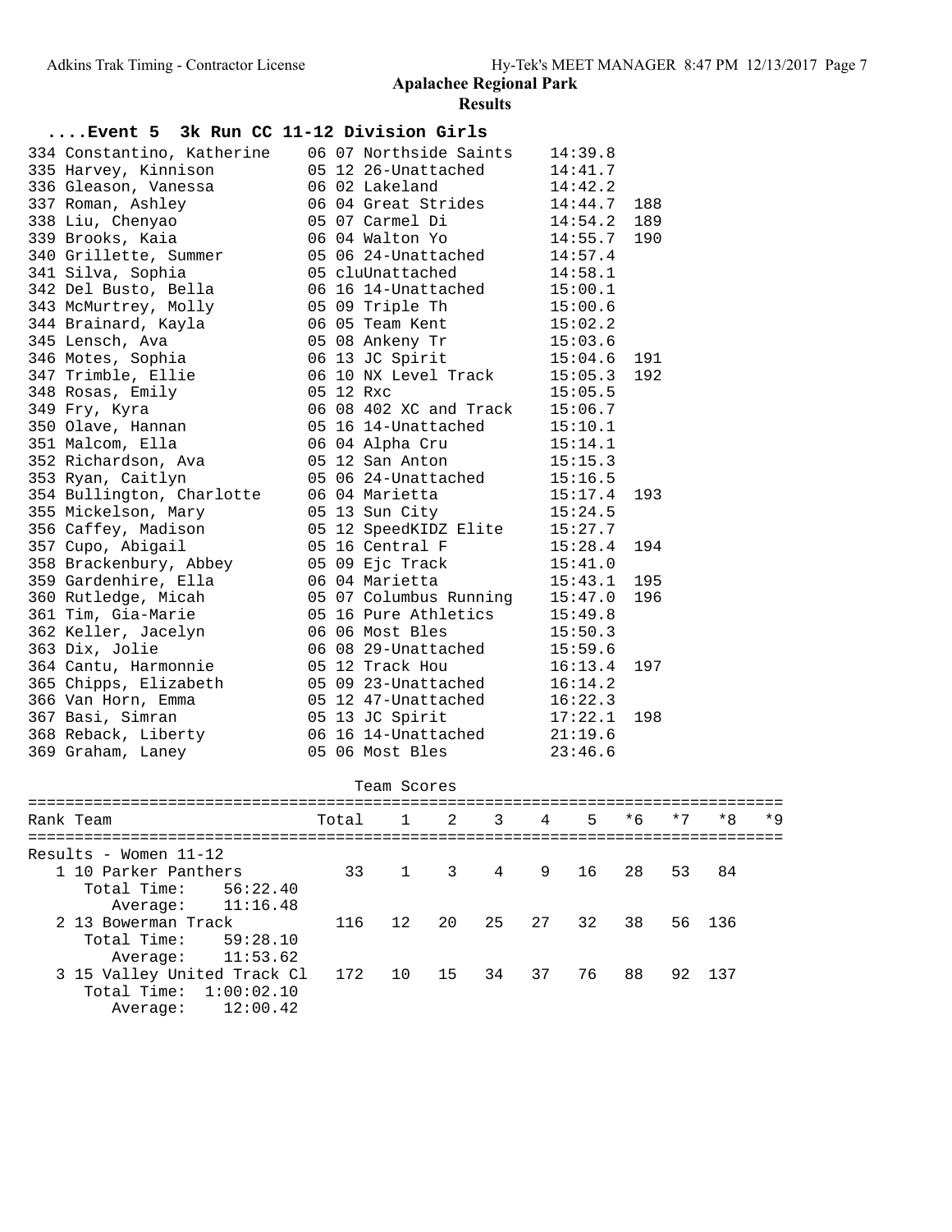## Apalachee Regional Park

### Results

#### ....Event 5 3k Run CC 11-12 Division Girls

| Place | Name | Age | Grade | Team | Time | Points |
|---|---|---|---|---|---|---|
| 334 | Constantino, Katherine | 06 | 07 | Northside Saints | 14:39.8 | |
| 335 | Harvey, Kinnison | 05 | 12 | 26-Unattached | 14:41.7 | |
| 336 | Gleason, Vanessa | 06 | 02 | Lakeland | 14:42.2 | |
| 337 | Roman, Ashley | 06 | 04 | Great Strides | 14:44.7 | 188 |
| 338 | Liu, Chenyao | 05 | 07 | Carmel Di | 14:54.2 | 189 |
| 339 | Brooks, Kaia | 06 | 04 | Walton Yo | 14:55.7 | 190 |
| 340 | Grillette, Summer | 05 | 06 | 24-Unattached | 14:57.4 | |
| 341 | Silva, Sophia | 05 | | cluUnattached | 14:58.1 | |
| 342 | Del Busto, Bella | 06 | 16 | 14-Unattached | 15:00.1 | |
| 343 | McMurtrey, Molly | 05 | 09 | Triple Th | 15:00.6 | |
| 344 | Brainard, Kayla | 06 | 05 | Team Kent | 15:02.2 | |
| 345 | Lensch, Ava | 05 | 08 | Ankeny Tr | 15:03.6 | |
| 346 | Motes, Sophia | 06 | 13 | JC Spirit | 15:04.6 | 191 |
| 347 | Trimble, Ellie | 06 | 10 | NX Level Track | 15:05.3 | 192 |
| 348 | Rosas, Emily | 05 | 12 | Rxc | 15:05.5 | |
| 349 | Fry, Kyra | 06 | 08 | 402 XC and Track | 15:06.7 | |
| 350 | Olave, Hannan | 05 | 16 | 14-Unattached | 15:10.1 | |
| 351 | Malcom, Ella | 06 | 04 | Alpha Cru | 15:14.1 | |
| 352 | Richardson, Ava | 05 | 12 | San Anton | 15:15.3 | |
| 353 | Ryan, Caitlyn | 05 | 06 | 24-Unattached | 15:16.5 | |
| 354 | Bullington, Charlotte | 06 | 04 | Marietta | 15:17.4 | 193 |
| 355 | Mickelson, Mary | 05 | 13 | Sun City | 15:24.5 | |
| 356 | Caffey, Madison | 05 | 12 | SpeedKIDZ Elite | 15:27.7 | |
| 357 | Cupo, Abigail | 05 | 16 | Central F | 15:28.4 | 194 |
| 358 | Brackenbury, Abbey | 05 | 09 | Ejc Track | 15:41.0 | |
| 359 | Gardenhire, Ella | 06 | 04 | Marietta | 15:43.1 | 195 |
| 360 | Rutledge, Micah | 05 | 07 | Columbus Running | 15:47.0 | 196 |
| 361 | Tim, Gia-Marie | 05 | 16 | Pure Athletics | 15:49.8 | |
| 362 | Keller, Jacelyn | 06 | 06 | Most Bles | 15:50.3 | |
| 363 | Dix, Jolie | 06 | 08 | 29-Unattached | 15:59.6 | |
| 364 | Cantu, Harmonnie | 05 | 12 | Track Hou | 16:13.4 | 197 |
| 365 | Chipps, Elizabeth | 05 | 09 | 23-Unattached | 16:14.2 | |
| 366 | Van Horn, Emma | 05 | 12 | 47-Unattached | 16:22.3 | |
| 367 | Basi, Simran | 05 | 13 | JC Spirit | 17:22.1 | 198 |
| 368 | Reback, Liberty | 06 | 16 | 14-Unattached | 21:19.6 | |
| 369 | Graham, Laney | 05 | 06 | Most Bles | 23:46.6 | |

#### Team Scores

| Rank | Team | Total | 1 | 2 | 3 | 4 | 5 | *6 | *7 | *8 | *9 |
|---|---|---|---|---|---|---|---|---|---|---|---|
| Results - Women 11-12 | | | | | | | | | | | |
| 1 | 10 Parker Panthers | 33 | 1 | 3 | 4 | 9 | 16 | 28 | 53 | 84 | |
| | Total Time: 56:22.40 | | | | | | | | | | |
| | Average: 11:16.48 | | | | | | | | | | |
| 2 | 13 Bowerman Track | 116 | 12 | 20 | 25 | 27 | 32 | 38 | 56 | 136 | |
| | Total Time: 59:28.10 | | | | | | | | | | |
| | Average: 11:53.62 | | | | | | | | | | |
| 3 | 15 Valley United Track Cl | 172 | 10 | 15 | 34 | 37 | 76 | 88 | 92 | 137 | |
| | Total Time: 1:00:02.10 | | | | | | | | | | |
| | Average: 12:00.42 | | | | | | | | | | |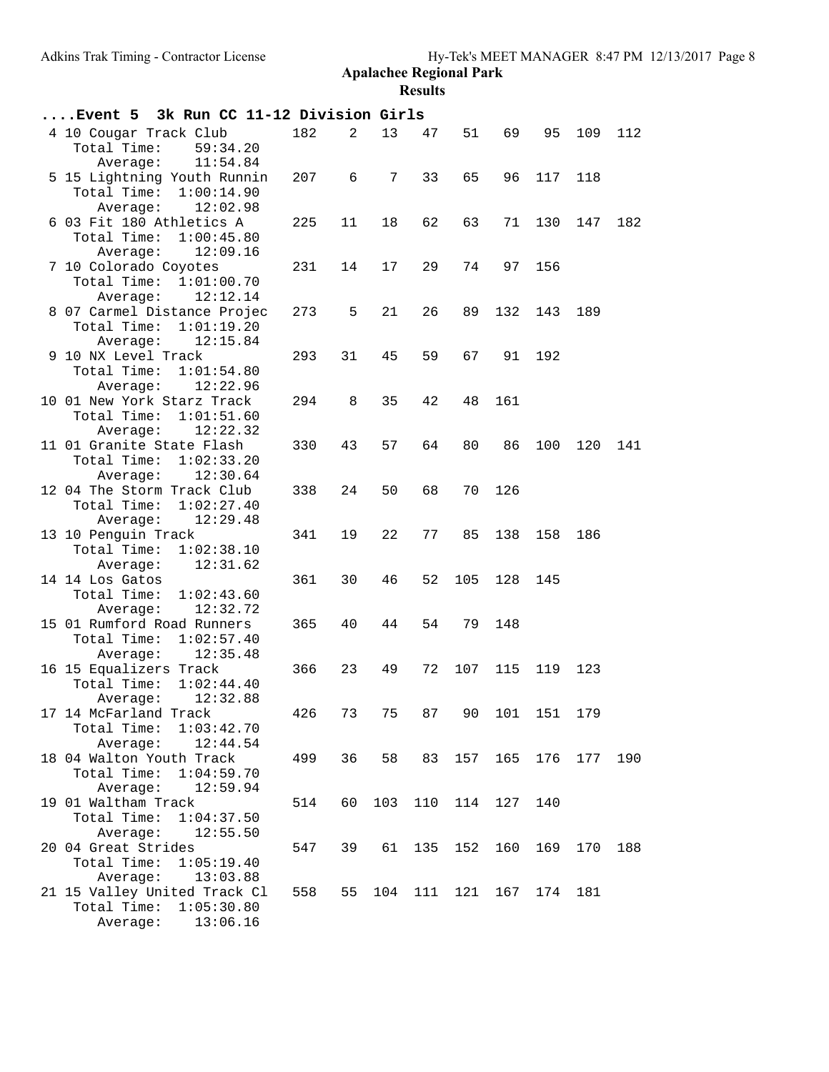## Apalachee Regional Park

### Results

**....Event 5 3k Run CC 11-12 Division Girls**

| Place | Team | Score | 1 | 2 | 3 | 4 | 5 | 6 | 7 | 8 |
|---|---|---|---|---|---|---|---|---|---|---|
| 4 | 10 Cougar Track Club | 182 | 2 | 13 | 47 | 51 | 69 | 95 | 109 | 112 |
| | Total Time: 59:34.20 | | | | | | | | | |
| | Average: 11:54.84 | | | | | | | | | |
| 5 | 15 Lightning Youth Runnin | 207 | 6 | 7 | 33 | 65 | 96 | 117 | 118 | |
| | Total Time: 1:00:14.90 | | | | | | | | | |
| | Average: 12:02.98 | | | | | | | | | |
| 6 | 03 Fit 180 Athletics A | 225 | 11 | 18 | 62 | 63 | 71 | 130 | 147 | 182 |
| | Total Time: 1:00:45.80 | | | | | | | | | |
| | Average: 12:09.16 | | | | | | | | | |
| 7 | 10 Colorado Coyotes | 231 | 14 | 17 | 29 | 74 | 97 | 156 | | |
| | Total Time: 1:01:00.70 | | | | | | | | | |
| | Average: 12:12.14 | | | | | | | | | |
| 8 | 07 Carmel Distance Projec | 273 | 5 | 21 | 26 | 89 | 132 | 143 | 189 | |
| | Total Time: 1:01:19.20 | | | | | | | | | |
| | Average: 12:15.84 | | | | | | | | | |
| 9 | 10 NX Level Track | 293 | 31 | 45 | 59 | 67 | 91 | 192 | | |
| | Total Time: 1:01:54.80 | | | | | | | | | |
| | Average: 12:22.96 | | | | | | | | | |
| 10 | 01 New York Starz Track | 294 | 8 | 35 | 42 | 48 | 161 | | | |
| | Total Time: 1:01:51.60 | | | | | | | | | |
| | Average: 12:22.32 | | | | | | | | | |
| 11 | 01 Granite State Flash | 330 | 43 | 57 | 64 | 80 | 86 | 100 | 120 | 141 |
| | Total Time: 1:02:33.20 | | | | | | | | | |
| | Average: 12:30.64 | | | | | | | | | |
| 12 | 04 The Storm Track Club | 338 | 24 | 50 | 68 | 70 | 126 | | | |
| | Total Time: 1:02:27.40 | | | | | | | | | |
| | Average: 12:29.48 | | | | | | | | | |
| 13 | 10 Penguin Track | 341 | 19 | 22 | 77 | 85 | 138 | 158 | 186 | |
| | Total Time: 1:02:38.10 | | | | | | | | | |
| | Average: 12:31.62 | | | | | | | | | |
| 14 | 14 Los Gatos | 361 | 30 | 46 | 52 | 105 | 128 | 145 | | |
| | Total Time: 1:02:43.60 | | | | | | | | | |
| | Average: 12:32.72 | | | | | | | | | |
| 15 | 01 Rumford Road Runners | 365 | 40 | 44 | 54 | 79 | 148 | | | |
| | Total Time: 1:02:57.40 | | | | | | | | | |
| | Average: 12:35.48 | | | | | | | | | |
| 16 | 15 Equalizers Track | 366 | 23 | 49 | 72 | 107 | 115 | 119 | 123 | |
| | Total Time: 1:02:44.40 | | | | | | | | | |
| | Average: 12:32.88 | | | | | | | | | |
| 17 | 14 McFarland Track | 426 | 73 | 75 | 87 | 90 | 101 | 151 | 179 | |
| | Total Time: 1:03:42.70 | | | | | | | | | |
| | Average: 12:44.54 | | | | | | | | | |
| 18 | 04 Walton Youth Track | 499 | 36 | 58 | 83 | 157 | 165 | 176 | 177 | 190 |
| | Total Time: 1:04:59.70 | | | | | | | | | |
| | Average: 12:59.94 | | | | | | | | | |
| 19 | 01 Waltham Track | 514 | 60 | 103 | 110 | 114 | 127 | 140 | | |
| | Total Time: 1:04:37.50 | | | | | | | | | |
| | Average: 12:55.50 | | | | | | | | | |
| 20 | 04 Great Strides | 547 | 39 | 61 | 135 | 152 | 160 | 169 | 170 | 188 |
| | Total Time: 1:05:19.40 | | | | | | | | | |
| | Average: 13:03.88 | | | | | | | | | |
| 21 | 15 Valley United Track Cl | 558 | 55 | 104 | 111 | 121 | 167 | 174 | 181 | |
| | Total Time: 1:05:30.80 | | | | | | | | | |
| | Average: 13:06.16 | | | | | | | | | |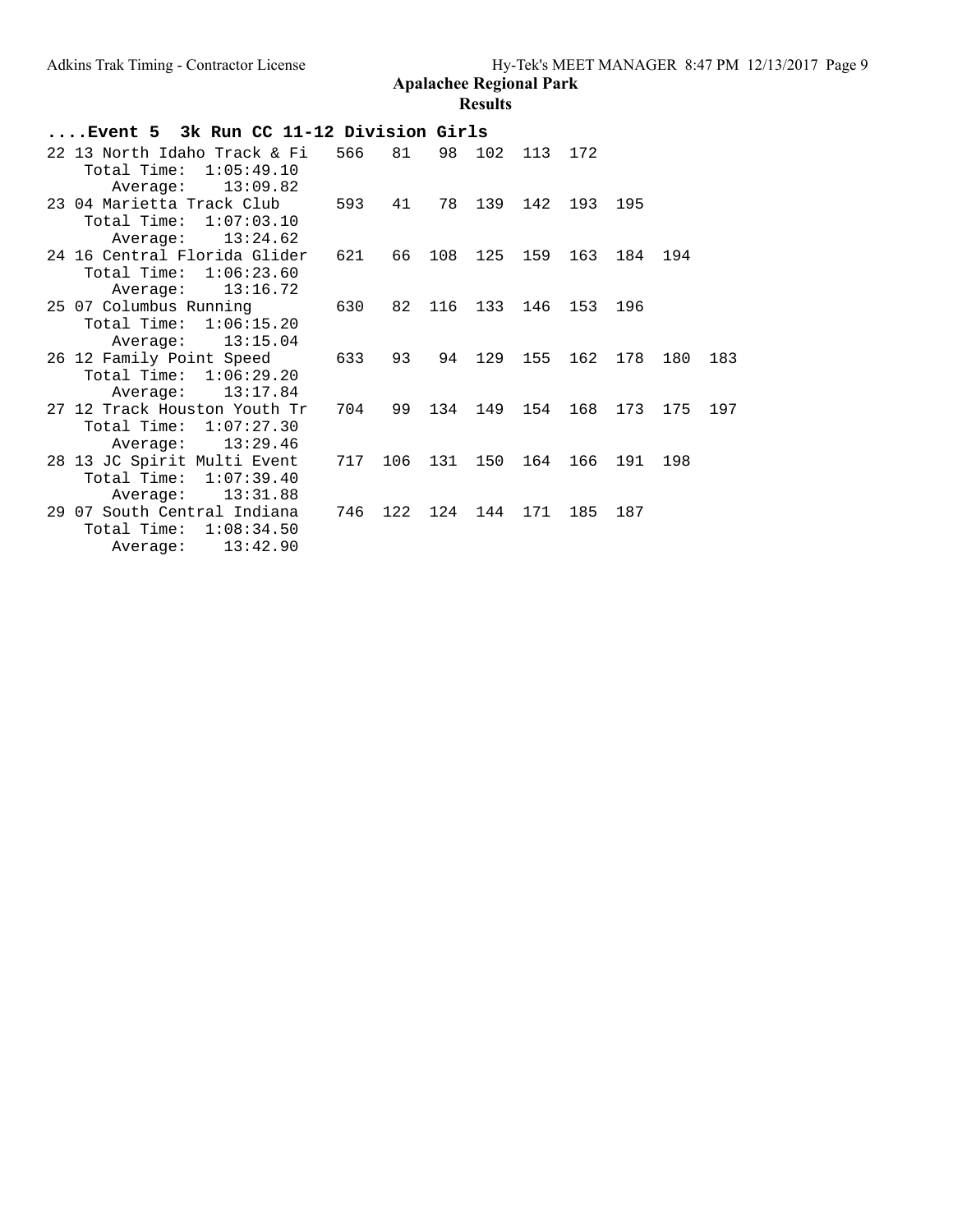## Apalachee Regional Park

### Results

**....Event 5 3k Run CC 11-12 Division Girls**

```
22 13 North Idaho Track & Fi   566   81   98  102  113  172
    Total Time:  1:05:49.10
       Average:    13:09.82
23 04 Marietta Track Club      593   41   78  139  142  193  195
    Total Time:  1:07:03.10
       Average:    13:24.62
24 16 Central Florida Glider   621   66  108  125  159  163  184  194
    Total Time:  1:06:23.60
       Average:    13:16.72
25 07 Columbus Running         630   82  116  133  146  153  196
    Total Time:  1:06:15.20
       Average:    13:15.04
26 12 Family Point Speed       633   93   94  129  155  162  178  180  183
    Total Time:  1:06:29.20
       Average:    13:17.84
27 12 Track Houston Youth Tr   704   99  134  149  154  168  173  175  197
    Total Time:  1:07:27.30
       Average:    13:29.46
28 13 JC Spirit Multi Event    717  106  131  150  164  166  191  198
    Total Time:  1:07:39.40
       Average:    13:31.88
29 07 South Central Indiana    746  122  124  144  171  185  187
    Total Time:  1:08:34.50
       Average:    13:42.90
```